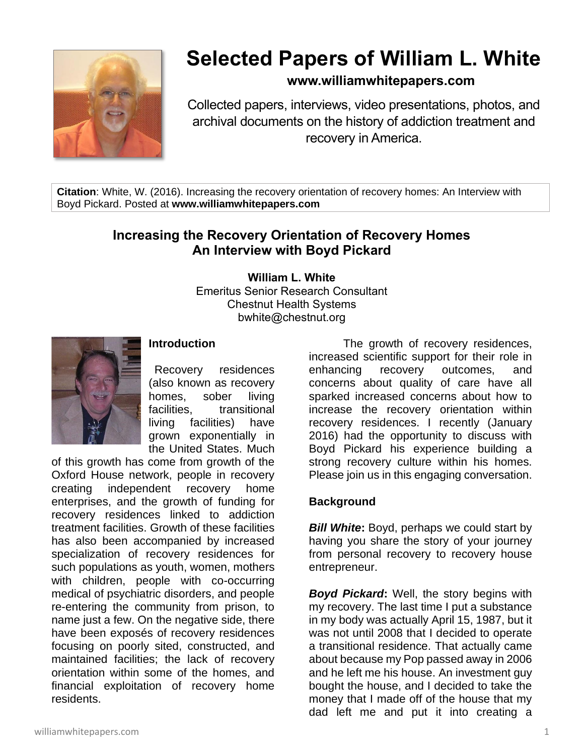# Selected Papers of William L. White

**www.williamwhitepapers.com**

Collected papers, interviews, video presentations, photos, and archival documents on the history of addiction treatment and recovery in America.

**Citation**: White, W. (2016). Increasing the recovery orientation of recovery homes: An Interview with Boyd Pickard. Posted at **www.williamwhitepapers.com**

## Increasing the Recovery Orientation of Recovery Homes
## An Interview with Boyd Pickard

**William L. White**
Emeritus Senior Research Consultant
Chestnut Health Systems
bwhite@chestnut.org

### Introduction

Recovery residences (also known as recovery homes, sober living facilities, transitional living facilities) have grown exponentially in the United States. Much of this growth has come from growth of the Oxford House network, people in recovery creating independent recovery home enterprises, and the growth of funding for recovery residences linked to addiction treatment facilities. Growth of these facilities has also been accompanied by increased specialization of recovery residences for such populations as youth, women, mothers with children, people with co-occurring medical of psychiatric disorders, and people re-entering the community from prison, to name just a few. On the negative side, there have been exposés of recovery residences focusing on poorly sited, constructed, and maintained facilities; the lack of recovery orientation within some of the homes, and financial exploitation of recovery home residents.

The growth of recovery residences, increased scientific support for their role in enhancing recovery outcomes, and concerns about quality of care have all sparked increased concerns about how to increase the recovery orientation within recovery residences. I recently (January 2016) had the opportunity to discuss with Boyd Pickard his experience building a strong recovery culture within his homes. Please join us in this engaging conversation.

### Background

***Bill White*:** Boyd, perhaps we could start by having you share the story of your journey from personal recovery to recovery house entrepreneur.

***Boyd Pickard*:** Well, the story begins with my recovery. The last time I put a substance in my body was actually April 15, 1987, but it was not until 2008 that I decided to operate a transitional residence. That actually came about because my Pop passed away in 2006 and he left me his house. An investment guy bought the house, and I decided to take the money that I made off of the house that my dad left me and put it into creating a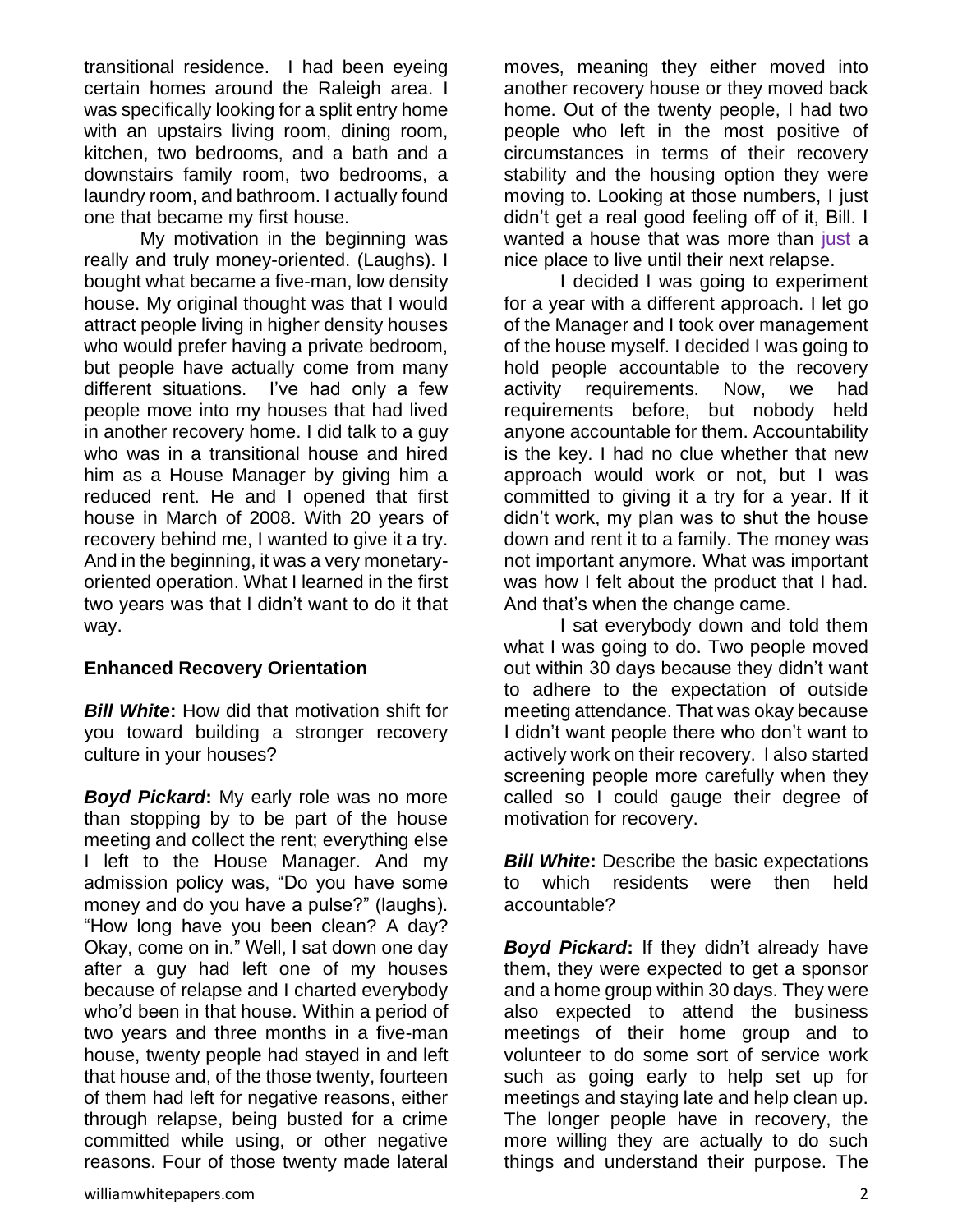transitional residence. I had been eyeing certain homes around the Raleigh area. I was specifically looking for a split entry home with an upstairs living room, dining room, kitchen, two bedrooms, and a bath and a downstairs family room, two bedrooms, a laundry room, and bathroom. I actually found one that became my first house.

My motivation in the beginning was really and truly money-oriented. (Laughs). I bought what became a five-man, low density house. My original thought was that I would attract people living in higher density houses who would prefer having a private bedroom, but people have actually come from many different situations. I've had only a few people move into my houses that had lived in another recovery home. I did talk to a guy who was in a transitional house and hired him as a House Manager by giving him a reduced rent. He and I opened that first house in March of 2008. With 20 years of recovery behind me, I wanted to give it a try. And in the beginning, it was a very monetary-oriented operation. What I learned in the first two years was that I didn't want to do it that way.

### Enhanced Recovery Orientation

***Bill White*:** How did that motivation shift for you toward building a stronger recovery culture in your houses?

***Boyd Pickard*:** My early role was no more than stopping by to be part of the house meeting and collect the rent; everything else I left to the House Manager. And my admission policy was, "Do you have some money and do you have a pulse?" (laughs). "How long have you been clean? A day? Okay, come on in." Well, I sat down one day after a guy had left one of my houses because of relapse and I charted everybody who'd been in that house. Within a period of two years and three months in a five-man house, twenty people had stayed in and left that house and, of the those twenty, fourteen of them had left for negative reasons, either through relapse, being busted for a crime committed while using, or other negative reasons. Four of those twenty made lateral moves, meaning they either moved into another recovery house or they moved back home. Out of the twenty people, I had two people who left in the most positive of circumstances in terms of their recovery stability and the housing option they were moving to. Looking at those numbers, I just didn't get a real good feeling off of it, Bill. I wanted a house that was more than just a nice place to live until their next relapse.

I decided I was going to experiment for a year with a different approach. I let go of the Manager and I took over management of the house myself. I decided I was going to hold people accountable to the recovery activity requirements. Now, we had requirements before, but nobody held anyone accountable for them. Accountability is the key. I had no clue whether that new approach would work or not, but I was committed to giving it a try for a year. If it didn't work, my plan was to shut the house down and rent it to a family. The money was not important anymore. What was important was how I felt about the product that I had. And that's when the change came.

I sat everybody down and told them what I was going to do. Two people moved out within 30 days because they didn't want to adhere to the expectation of outside meeting attendance. That was okay because I didn't want people there who don't want to actively work on their recovery. I also started screening people more carefully when they called so I could gauge their degree of motivation for recovery.

***Bill White*:** Describe the basic expectations to which residents were then held accountable?

***Boyd Pickard*:** If they didn't already have them, they were expected to get a sponsor and a home group within 30 days. They were also expected to attend the business meetings of their home group and to volunteer to do some sort of service work such as going early to help set up for meetings and staying late and help clean up. The longer people have in recovery, the more willing they are actually to do such things and understand their purpose. The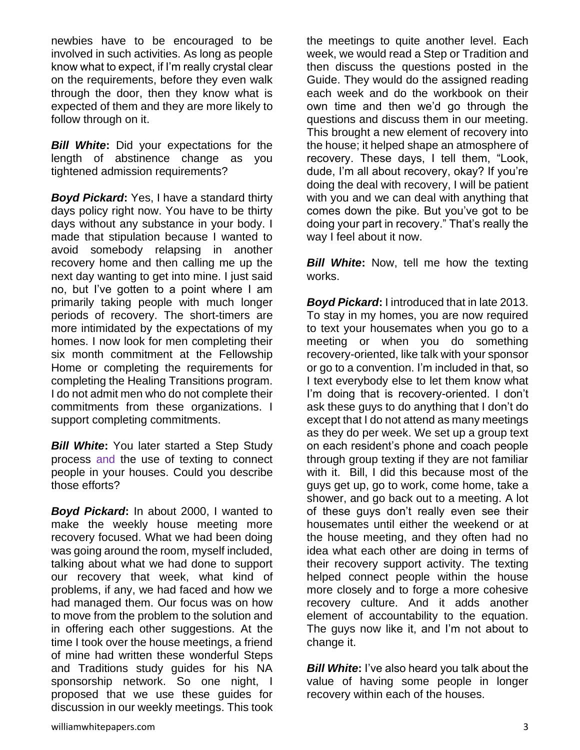newbies have to be encouraged to be involved in such activities. As long as people know what to expect, if I'm really crystal clear on the requirements, before they even walk through the door, then they know what is expected of them and they are more likely to follow through on it.

***Bill White*:** Did your expectations for the length of abstinence change as you tightened admission requirements?

***Boyd Pickard*:** Yes, I have a standard thirty days policy right now. You have to be thirty days without any substance in your body. I made that stipulation because I wanted to avoid somebody relapsing in another recovery home and then calling me up the next day wanting to get into mine. I just said no, but I've gotten to a point where I am primarily taking people with much longer periods of recovery. The short-timers are more intimidated by the expectations of my homes. I now look for men completing their six month commitment at the Fellowship Home or completing the requirements for completing the Healing Transitions program. I do not admit men who do not complete their commitments from these organizations. I support completing commitments.

***Bill White*:** You later started a Step Study process and the use of texting to connect people in your houses. Could you describe those efforts?

***Boyd Pickard*:** In about 2000, I wanted to make the weekly house meeting more recovery focused. What we had been doing was going around the room, myself included, talking about what we had done to support our recovery that week, what kind of problems, if any, we had faced and how we had managed them. Our focus was on how to move from the problem to the solution and in offering each other suggestions. At the time I took over the house meetings, a friend of mine had written these wonderful Steps and Traditions study guides for his NA sponsorship network. So one night, I proposed that we use these guides for discussion in our weekly meetings. This took the meetings to quite another level. Each week, we would read a Step or Tradition and then discuss the questions posted in the Guide. They would do the assigned reading each week and do the workbook on their own time and then we'd go through the questions and discuss them in our meeting. This brought a new element of recovery into the house; it helped shape an atmosphere of recovery. These days, I tell them, "Look, dude, I'm all about recovery, okay? If you're doing the deal with recovery, I will be patient with you and we can deal with anything that comes down the pike. But you've got to be doing your part in recovery." That's really the way I feel about it now.

***Bill White*:** Now, tell me how the texting works.

***Boyd Pickard*:** I introduced that in late 2013. To stay in my homes, you are now required to text your housemates when you go to a meeting or when you do something recovery-oriented, like talk with your sponsor or go to a convention. I'm included in that, so I text everybody else to let them know what I'm doing that is recovery-oriented. I don't ask these guys to do anything that I don't do except that I do not attend as many meetings as they do per week. We set up a group text on each resident's phone and coach people through group texting if they are not familiar with it. Bill, I did this because most of the guys get up, go to work, come home, take a shower, and go back out to a meeting. A lot of these guys don't really even see their housemates until either the weekend or at the house meeting, and they often had no idea what each other are doing in terms of their recovery support activity. The texting helped connect people within the house more closely and to forge a more cohesive recovery culture. And it adds another element of accountability to the equation. The guys now like it, and I'm not about to change it.

***Bill White*:** I've also heard you talk about the value of having some people in longer recovery within each of the houses.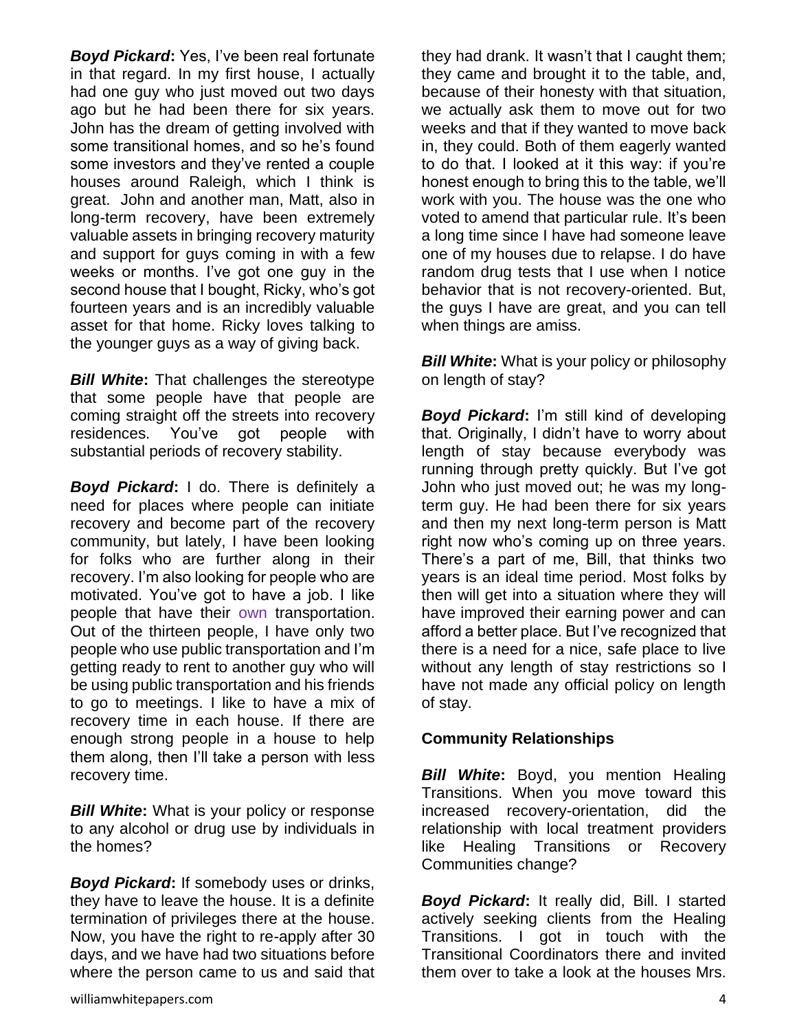**_Boyd Pickard_:** Yes, I've been real fortunate in that regard. In my first house, I actually had one guy who just moved out two days ago but he had been there for six years. John has the dream of getting involved with some transitional homes, and so he's found some investors and they've rented a couple houses around Raleigh, which I think is great. John and another man, Matt, also in long-term recovery, have been extremely valuable assets in bringing recovery maturity and support for guys coming in with a few weeks or months. I've got one guy in the second house that I bought, Ricky, who's got fourteen years and is an incredibly valuable asset for that home. Ricky loves talking to the younger guys as a way of giving back.

**_Bill White_:** That challenges the stereotype that some people have that people are coming straight off the streets into recovery residences. You've got people with substantial periods of recovery stability.

**_Boyd Pickard_:** I do. There is definitely a need for places where people can initiate recovery and become part of the recovery community, but lately, I have been looking for folks who are further along in their recovery. I'm also looking for people who are motivated. You've got to have a job. I like people that have their own transportation. Out of the thirteen people, I have only two people who use public transportation and I'm getting ready to rent to another guy who will be using public transportation and his friends to go to meetings. I like to have a mix of recovery time in each house. If there are enough strong people in a house to help them along, then I'll take a person with less recovery time.

**_Bill White_:** What is your policy or response to any alcohol or drug use by individuals in the homes?

**_Boyd Pickard_:** If somebody uses or drinks, they have to leave the house. It is a definite termination of privileges there at the house. Now, you have the right to re-apply after 30 days, and we have had two situations before where the person came to us and said that they had drank. It wasn't that I caught them; they came and brought it to the table, and, because of their honesty with that situation, we actually ask them to move out for two weeks and that if they wanted to move back in, they could. Both of them eagerly wanted to do that. I looked at it this way: if you're honest enough to bring this to the table, we'll work with you. The house was the one who voted to amend that particular rule. It's been a long time since I have had someone leave one of my houses due to relapse. I do have random drug tests that I use when I notice behavior that is not recovery-oriented. But, the guys I have are great, and you can tell when things are amiss.

**_Bill White_:** What is your policy or philosophy on length of stay?

**_Boyd Pickard_:** I'm still kind of developing that. Originally, I didn't have to worry about length of stay because everybody was running through pretty quickly. But I've got John who just moved out; he was my long-term guy. He had been there for six years and then my next long-term person is Matt right now who's coming up on three years. There's a part of me, Bill, that thinks two years is an ideal time period. Most folks by then will get into a situation where they will have improved their earning power and can afford a better place. But I've recognized that there is a need for a nice, safe place to live without any length of stay restrictions so I have not made any official policy on length of stay.

## Community Relationships

**_Bill White_:** Boyd, you mention Healing Transitions. When you move toward this increased recovery-orientation, did the relationship with local treatment providers like Healing Transitions or Recovery Communities change?

**_Boyd Pickard_:** It really did, Bill. I started actively seeking clients from the Healing Transitions. I got in touch with the Transitional Coordinators there and invited them over to take a look at the houses Mrs.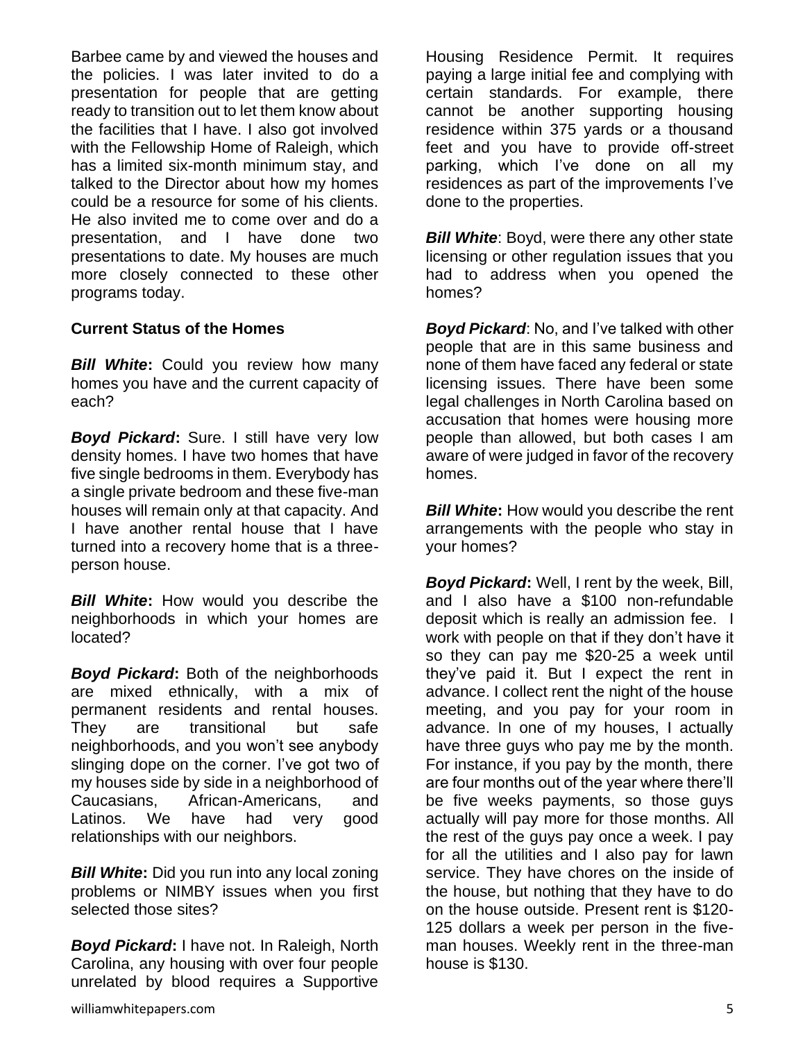Barbee came by and viewed the houses and the policies. I was later invited to do a presentation for people that are getting ready to transition out to let them know about the facilities that I have. I also got involved with the Fellowship Home of Raleigh, which has a limited six-month minimum stay, and talked to the Director about how my homes could be a resource for some of his clients. He also invited me to come over and do a presentation, and I have done two presentations to date. My houses are much more closely connected to these other programs today.

**Current Status of the Homes**

***Bill White*:** Could you review how many homes you have and the current capacity of each?

***Boyd Pickard*:** Sure. I still have very low density homes. I have two homes that have five single bedrooms in them. Everybody has a single private bedroom and these five-man houses will remain only at that capacity. And I have another rental house that I have turned into a recovery home that is a three-person house.

***Bill White*:** How would you describe the neighborhoods in which your homes are located?

***Boyd Pickard*:** Both of the neighborhoods are mixed ethnically, with a mix of permanent residents and rental houses. They are transitional but safe neighborhoods, and you won't see anybody slinging dope on the corner. I've got two of my houses side by side in a neighborhood of Caucasians, African-Americans, and Latinos. We have had very good relationships with our neighbors.

***Bill White*:** Did you run into any local zoning problems or NIMBY issues when you first selected those sites?

***Boyd Pickard*:** I have not. In Raleigh, North Carolina, any housing with over four people unrelated by blood requires a Supportive Housing Residence Permit. It requires paying a large initial fee and complying with certain standards. For example, there cannot be another supporting housing residence within 375 yards or a thousand feet and you have to provide off-street parking, which I've done on all my residences as part of the improvements I've done to the properties.

***Bill White*:** Boyd, were there any other state licensing or other regulation issues that you had to address when you opened the homes?

***Boyd Pickard*:** No, and I've talked with other people that are in this same business and none of them have faced any federal or state licensing issues. There have been some legal challenges in North Carolina based on accusation that homes were housing more people than allowed, but both cases I am aware of were judged in favor of the recovery homes.

***Bill White*:** How would you describe the rent arrangements with the people who stay in your homes?

***Boyd Pickard*:** Well, I rent by the week, Bill, and I also have a $100 non-refundable deposit which is really an admission fee. I work with people on that if they don't have it so they can pay me $20-25 a week until they've paid it. But I expect the rent in advance. I collect rent the night of the house meeting, and you pay for your room in advance. In one of my houses, I actually have three guys who pay me by the month. For instance, if you pay by the month, there are four months out of the year where there'll be five weeks payments, so those guys actually will pay more for those months. All the rest of the guys pay once a week. I pay for all the utilities and I also pay for lawn service. They have chores on the inside of the house, but nothing that they have to do on the house outside. Present rent is $120-125 dollars a week per person in the five-man houses. Weekly rent in the three-man house is $130.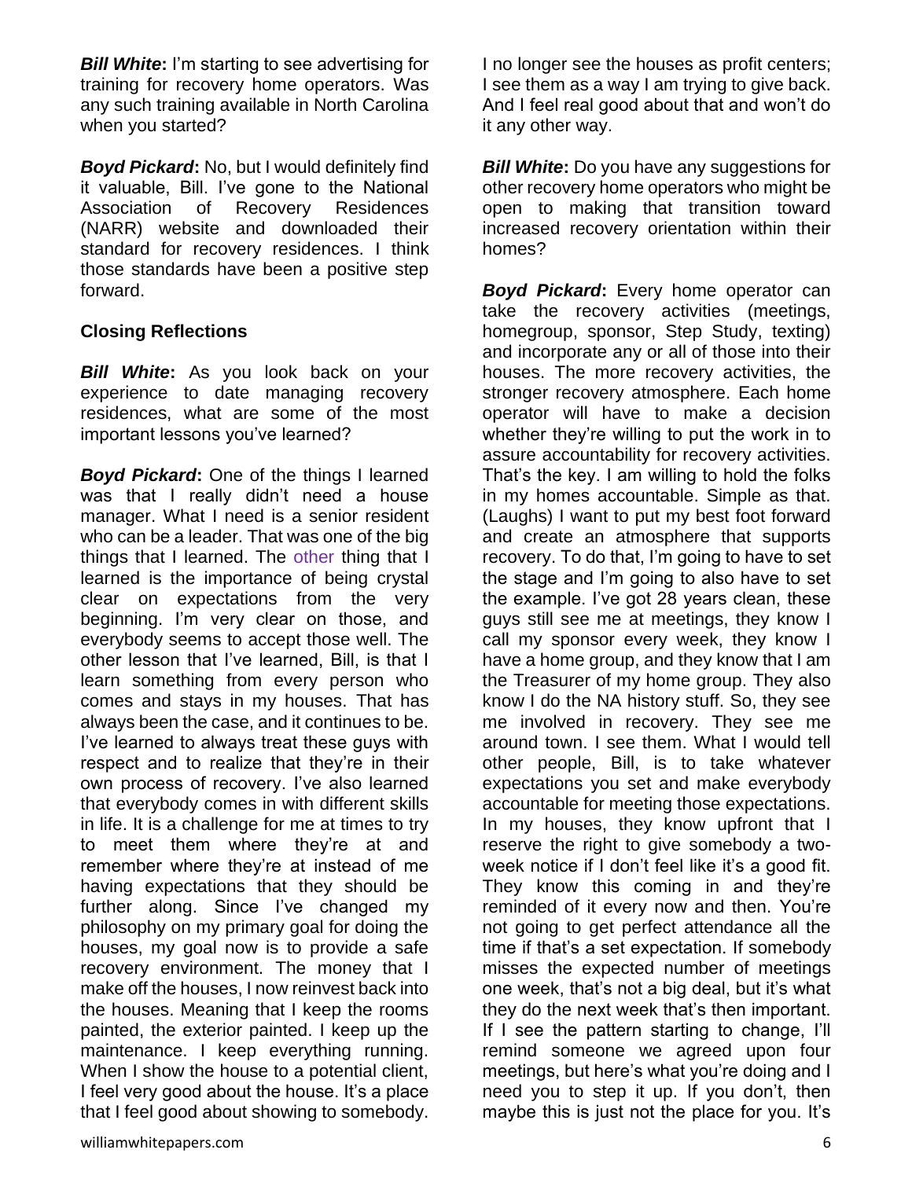***Bill White*:** I'm starting to see advertising for training for recovery home operators. Was any such training available in North Carolina when you started?

***Boyd Pickard*:** No, but I would definitely find it valuable, Bill. I've gone to the National Association of Recovery Residences (NARR) website and downloaded their standard for recovery residences. I think those standards have been a positive step forward.

**Closing Reflections**

***Bill White*:** As you look back on your experience to date managing recovery residences, what are some of the most important lessons you've learned?

***Boyd Pickard*:** One of the things I learned was that I really didn't need a house manager. What I need is a senior resident who can be a leader. That was one of the big things that I learned. The other thing that I learned is the importance of being crystal clear on expectations from the very beginning. I'm very clear on those, and everybody seems to accept those well. The other lesson that I've learned, Bill, is that I learn something from every person who comes and stays in my houses. That has always been the case, and it continues to be. I've learned to always treat these guys with respect and to realize that they're in their own process of recovery. I've also learned that everybody comes in with different skills in life. It is a challenge for me at times to try to meet them where they're at and remember where they're at instead of me having expectations that they should be further along. Since I've changed my philosophy on my primary goal for doing the houses, my goal now is to provide a safe recovery environment. The money that I make off the houses, I now reinvest back into the houses. Meaning that I keep the rooms painted, the exterior painted. I keep up the maintenance. I keep everything running. When I show the house to a potential client, I feel very good about the house. It's a place that I feel good about showing to somebody. I no longer see the houses as profit centers; I see them as a way I am trying to give back. And I feel real good about that and won't do it any other way.

***Bill White*:** Do you have any suggestions for other recovery home operators who might be open to making that transition toward increased recovery orientation within their homes?

***Boyd Pickard*:** Every home operator can take the recovery activities (meetings, homegroup, sponsor, Step Study, texting) and incorporate any or all of those into their houses. The more recovery activities, the stronger recovery atmosphere. Each home operator will have to make a decision whether they're willing to put the work in to assure accountability for recovery activities. That's the key. I am willing to hold the folks in my homes accountable. Simple as that. (Laughs) I want to put my best foot forward and create an atmosphere that supports recovery. To do that, I'm going to have to set the stage and I'm going to also have to set the example. I've got 28 years clean, these guys still see me at meetings, they know I call my sponsor every week, they know I have a home group, and they know that I am the Treasurer of my home group. They also know I do the NA history stuff. So, they see me involved in recovery. They see me around town. I see them. What I would tell other people, Bill, is to take whatever expectations you set and make everybody accountable for meeting those expectations. In my houses, they know upfront that I reserve the right to give somebody a two-week notice if I don't feel like it's a good fit. They know this coming in and they're reminded of it every now and then. You're not going to get perfect attendance all the time if that's a set expectation. If somebody misses the expected number of meetings one week, that's not a big deal, but it's what they do the next week that's then important. If I see the pattern starting to change, I'll remind someone we agreed upon four meetings, but here's what you're doing and I need you to step it up. If you don't, then maybe this is just not the place for you. It's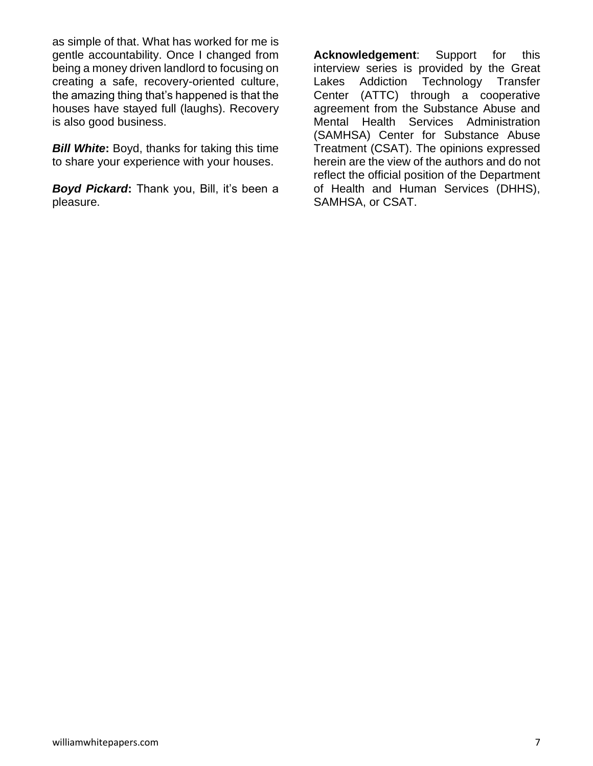as simple of that. What has worked for me is gentle accountability. Once I changed from being a money driven landlord to focusing on creating a safe, recovery-oriented culture, the amazing thing that's happened is that the houses have stayed full (laughs). Recovery is also good business.

***Bill White*:** Boyd, thanks for taking this time to share your experience with your houses.

***Boyd Pickard*:** Thank you, Bill, it's been a pleasure.

**Acknowledgement**: Support for this interview series is provided by the Great Lakes Addiction Technology Transfer Center (ATTC) through a cooperative agreement from the Substance Abuse and Mental Health Services Administration (SAMHSA) Center for Substance Abuse Treatment (CSAT). The opinions expressed herein are the view of the authors and do not reflect the official position of the Department of Health and Human Services (DHHS), SAMHSA, or CSAT.